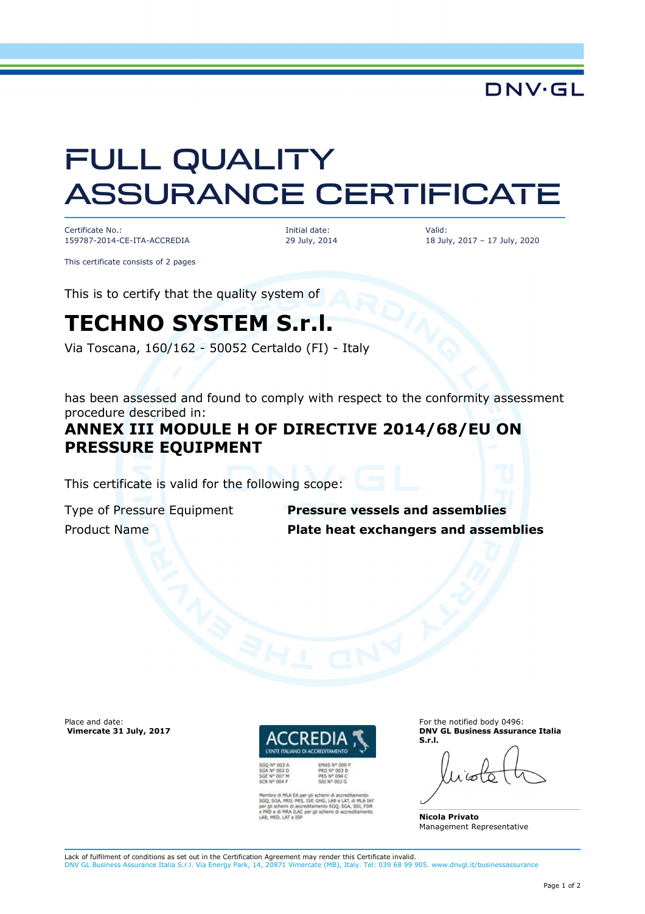DNV·GL

# FULL QUALITY ASSURANCE CERTIFICATE

| Certificate No.: | Initial date: | Valid: |
|---|---|---|
| 159787-2014-CE-ITA-ACCREDIA | 29 July, 2014 | 18 July, 2017 – 17 July, 2020 |

This certificate consists of 2 pages

This is to certify that the quality system of

## TECHNO SYSTEM S.r.l.

Via Toscana, 160/162 - 50052 Certaldo (FI) - Italy

has been assessed and found to comply with respect to the conformity assessment procedure described in:

**ANNEX III MODULE H OF DIRECTIVE 2014/68/EU ON PRESSURE EQUIPMENT**

This certificate is valid for the following scope:

| | |
|---|---|
| Type of Pressure Equipment | **Pressure vessels and assemblies** |
| Product Name | **Plate heat exchangers and assemblies** |

Place and date:
**Vimercate 31 July, 2017**

ACCREDIA
L'ENTE ITALIANO DI ACCREDITAMENTO

SGQ N° 003 A
SGA N° 003 D
SGE N° 007 M
SCR N° 004 F

EMAS N° 009 P
PRD N° 003 B
PRS N° 094 C
SSI N° 002 G

Membro di MLA EA per gli schemi di accreditamento SGQ, SGA, PRD, PRS, ISP, GHG, LAB e LAT, di MLA IAF per gli schemi di accreditamento SGQ, SGA, SSI, FSM e PRD e di MRA ILAC per gli schemi di accreditamento LAB, MED, LAT e ISP

For the notified body 0496:
**DNV GL Business Assurance Italia S.r.l.**

**Nicola Privato**
Management Representative

Lack of fulfilment of conditions as set out in the Certification Agreement may render this Certificate invalid.
DNV GL Business Assurance Italia S.r.l. Via Energy Park, 14, 20871 Vimercate (MB), Italy. Tel: 039 68 99 905. www.dnvgl.it/businessassurance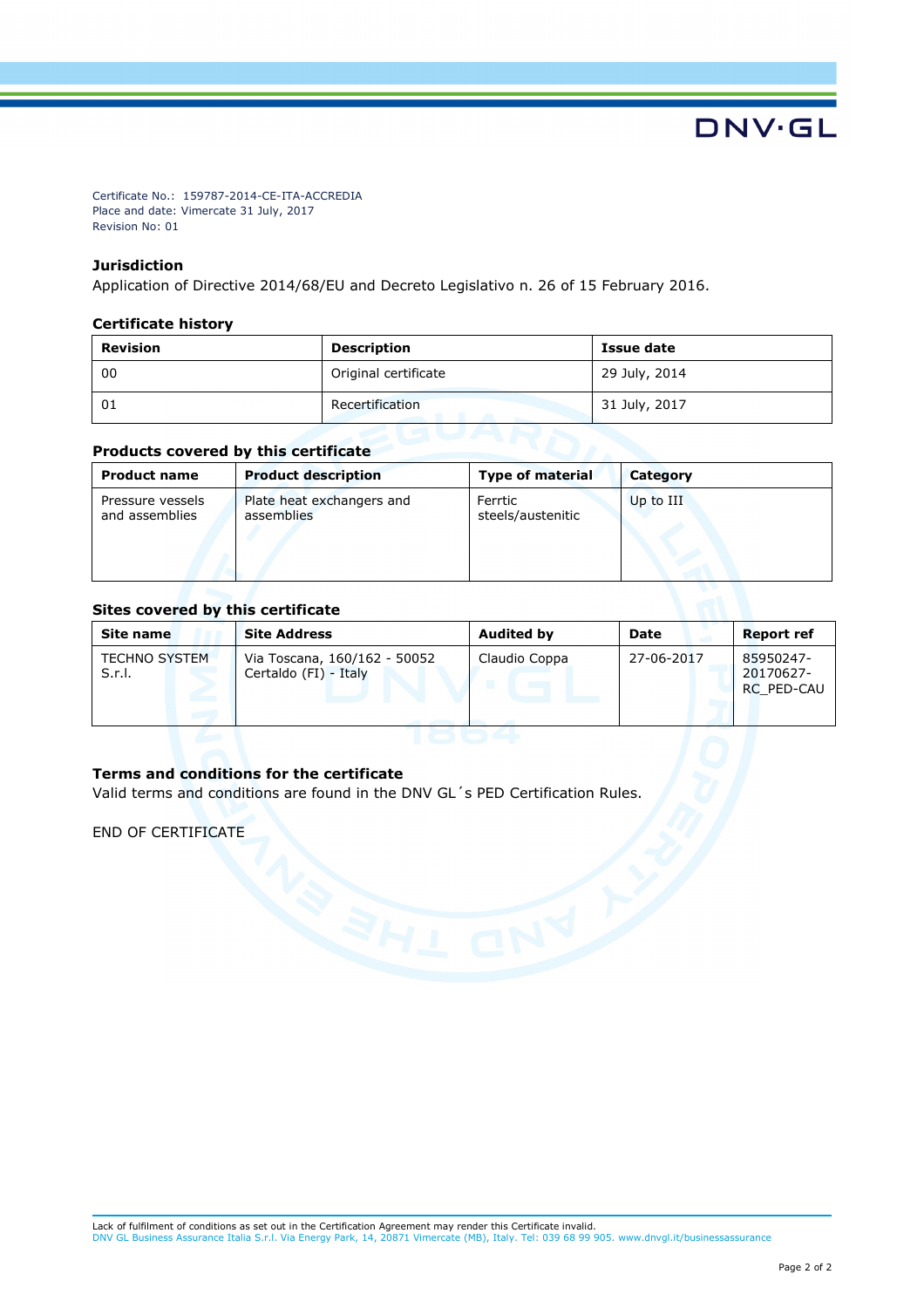Certificate No.: 159787-2014-CE-ITA-ACCREDIA
Place and date: Vimercate 31 July, 2017
Revision No: 01

### Jurisdiction

Application of Directive 2014/68/EU and Decreto Legislativo n. 26 of 15 February 2016.

### Certificate history

| Revision | Description | Issue date |
|---|---|---|
| 00 | Original certificate | 29 July, 2014 |
| 01 | Recertification | 31 July, 2017 |

### Products covered by this certificate

| Product name | Product description | Type of material | Category |
|---|---|---|---|
| Pressure vessels and assemblies | Plate heat exchangers and assemblies | Ferrtic steels/austenitic | Up to III |

### Sites covered by this certificate

| Site name | Site Address | Audited by | Date | Report ref |
|---|---|---|---|---|
| TECHNO SYSTEM S.r.l. | Via Toscana, 160/162 - 50052 Certaldo (FI) - Italy | Claudio Coppa | 27-06-2017 | 85950247-20170627-RC_PED-CAU |

### Terms and conditions for the certificate

Valid terms and conditions are found in the DNV GL´s PED Certification Rules.

END OF CERTIFICATE

Lack of fulfilment of conditions as set out in the Certification Agreement may render this Certificate invalid.
DNV GL Business Assurance Italia S.r.l. Via Energy Park, 14, 20871 Vimercate (MB), Italy. Tel: 039 68 99 905. www.dnvgl.it/businessassurance